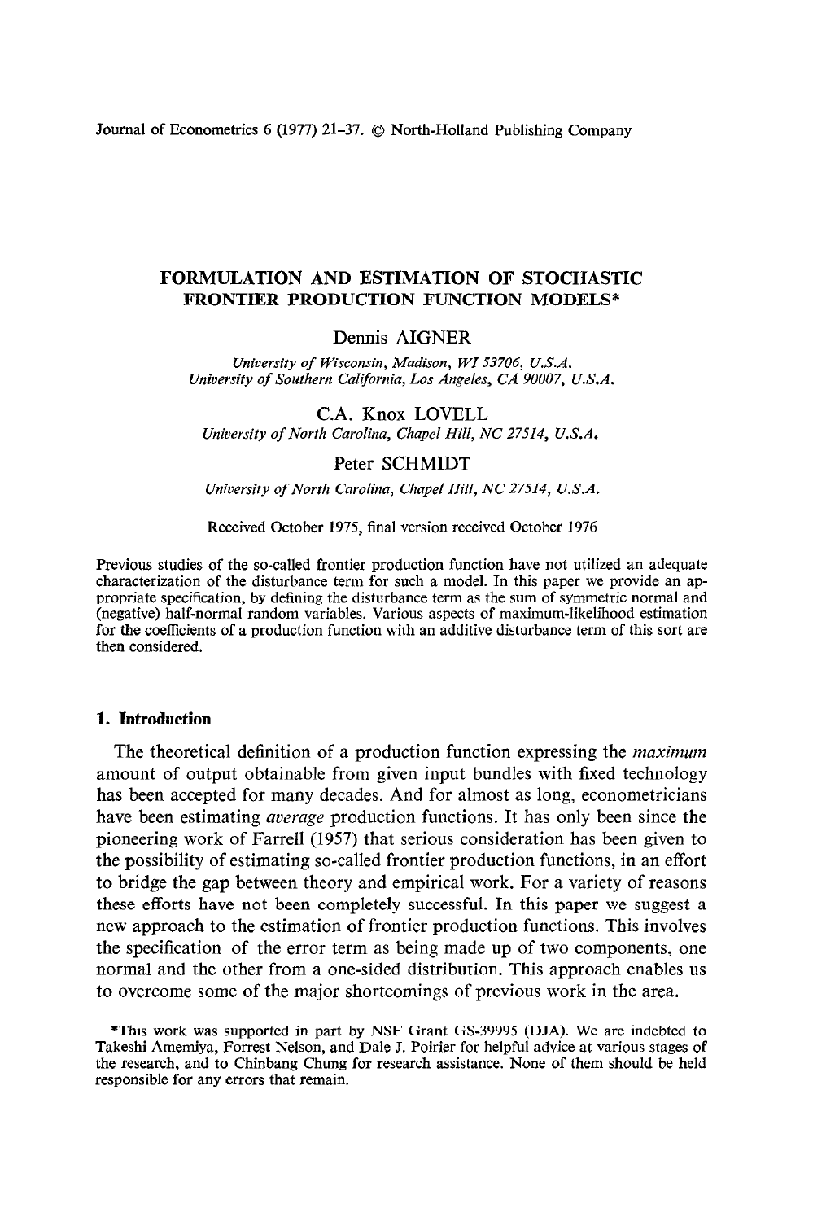# FORMULATION AND ESTIMATION OF STOCHASTIC FRONTIER PRODUCTION FUNCTION MODELS*

**Dennis AIGNER**

*University of Wisconsin, Madison, WI 53706, U.S.A.*
*University of Southern California, Los Angeles, CA 90007, U.S.A.*

**C.A. Knox LOVELL**

*University of North Carolina, Chapel Hill, NC 27514, U.S.A.*

**Peter SCHMIDT**

*University of North Carolina, Chapel Hill, NC 27514, U.S.A.*

Received October 1975, final version received October 1976

Previous studies of the so-called frontier production function have not utilized an adequate characterization of the disturbance term for such a model. In this paper we provide an appropriate specification, by defining the disturbance term as the sum of symmetric normal and (negative) half-normal random variables. Various aspects of maximum-likelihood estimation for the coefficients of a production function with an additive disturbance term of this sort are then considered.

## 1. Introduction

The theoretical definition of a production function expressing the *maximum* amount of output obtainable from given input bundles with fixed technology has been accepted for many decades. And for almost as long, econometricians have been estimating *average* production functions. It has only been since the pioneering work of Farrell (1957) that serious consideration has been given to the possibility of estimating so-called frontier production functions, in an effort to bridge the gap between theory and empirical work. For a variety of reasons these efforts have not been completely successful. In this paper we suggest a new approach to the estimation of frontier production functions. This involves the specification of the error term as being made up of two components, one normal and the other from a one-sided distribution. This approach enables us to overcome some of the major shortcomings of previous work in the area.

*This work was supported in part by NSF Grant GS-39995 (DJA). We are indebted to Takeshi Amemiya, Forrest Nelson, and Dale J. Poirier for helpful advice at various stages of the research, and to Chinbang Chung for research assistance. None of them should be held responsible for any errors that remain.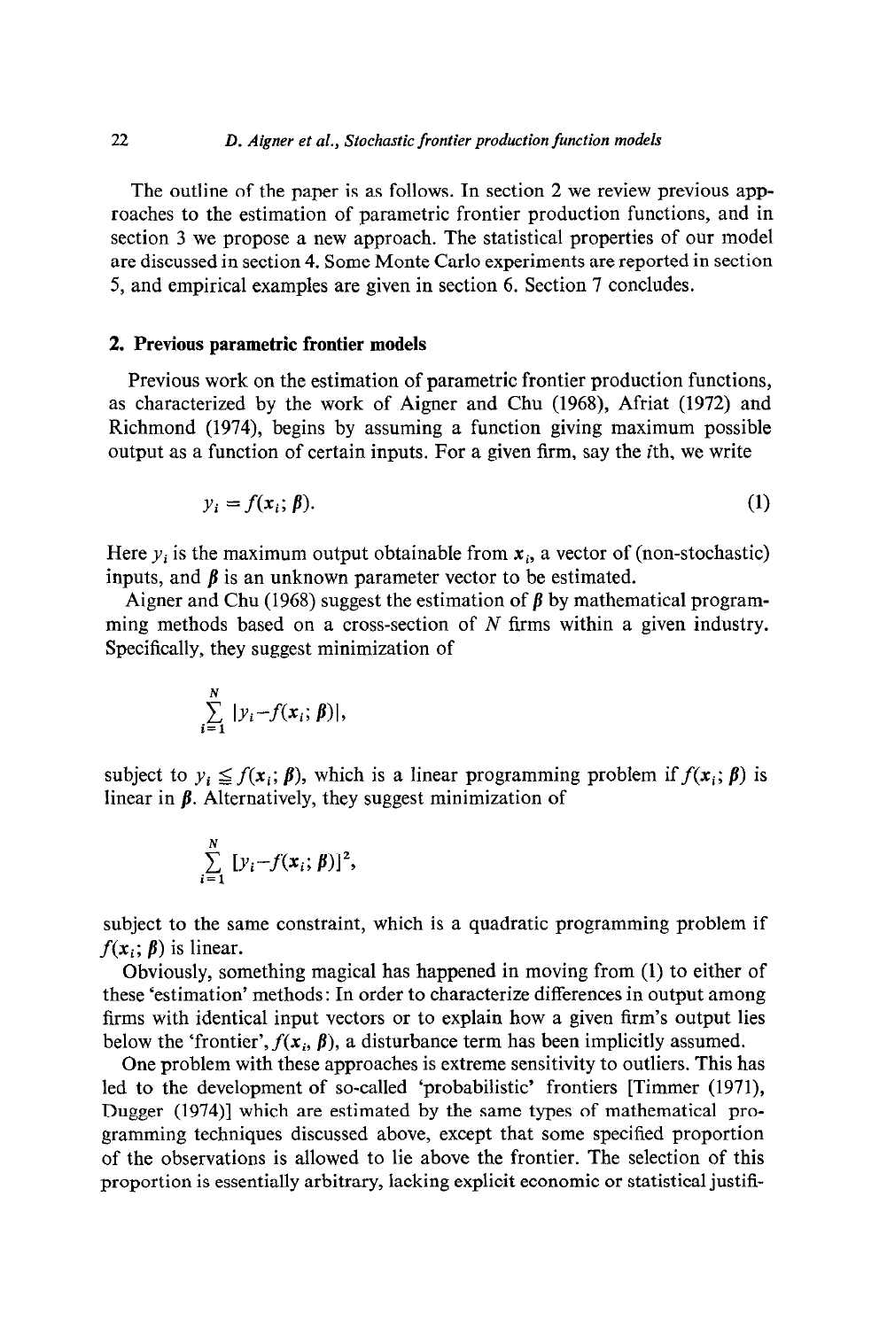The outline of the paper is as follows. In section 2 we review previous approaches to the estimation of parametric frontier production functions, and in section 3 we propose a new approach. The statistical properties of our model are discussed in section 4. Some Monte Carlo experiments are reported in section 5, and empirical examples are given in section 6. Section 7 concludes.

## 2. Previous parametric frontier models

Previous work on the estimation of parametric frontier production functions, as characterized by the work of Aigner and Chu (1968), Afriat (1972) and Richmond (1974), begins by assuming a function giving maximum possible output as a function of certain inputs. For a given firm, say the $i$th, we write

$$y_i = f(\boldsymbol{x}_i; \boldsymbol{\beta}). \tag{1}$$

Here $y_i$ is the maximum output obtainable from $\boldsymbol{x}_i$, a vector of (non-stochastic) inputs, and $\boldsymbol{\beta}$ is an unknown parameter vector to be estimated.

Aigner and Chu (1968) suggest the estimation of $\boldsymbol{\beta}$ by mathematical programming methods based on a cross-section of $N$ firms within a given industry. Specifically, they suggest minimization of

$$\sum_{i=1}^{N} |y_i - f(\boldsymbol{x}_i; \boldsymbol{\beta})|,$$

subject to $y_i \leqq f(\boldsymbol{x}_i; \boldsymbol{\beta})$, which is a linear programming problem if $f(\boldsymbol{x}_i; \boldsymbol{\beta})$ is linear in $\boldsymbol{\beta}$. Alternatively, they suggest minimization of

$$\sum_{i=1}^{N} [y_i - f(\boldsymbol{x}_i; \boldsymbol{\beta})]^2,$$

subject to the same constraint, which is a quadratic programming problem if $f(\boldsymbol{x}_i; \boldsymbol{\beta})$ is linear.

Obviously, something magical has happened in moving from (1) to either of these 'estimation' methods: In order to characterize differences in output among firms with identical input vectors or to explain how a given firm's output lies below the 'frontier', $f(\boldsymbol{x}_i, \boldsymbol{\beta})$, a disturbance term has been implicitly assumed.

One problem with these approaches is extreme sensitivity to outliers. This has led to the development of so-called 'probabilistic' frontiers [Timmer (1971), Dugger (1974)] which are estimated by the same types of mathematical programming techniques discussed above, except that some specified proportion of the observations is allowed to lie above the frontier. The selection of this proportion is essentially arbitrary, lacking explicit economic or statistical justifi-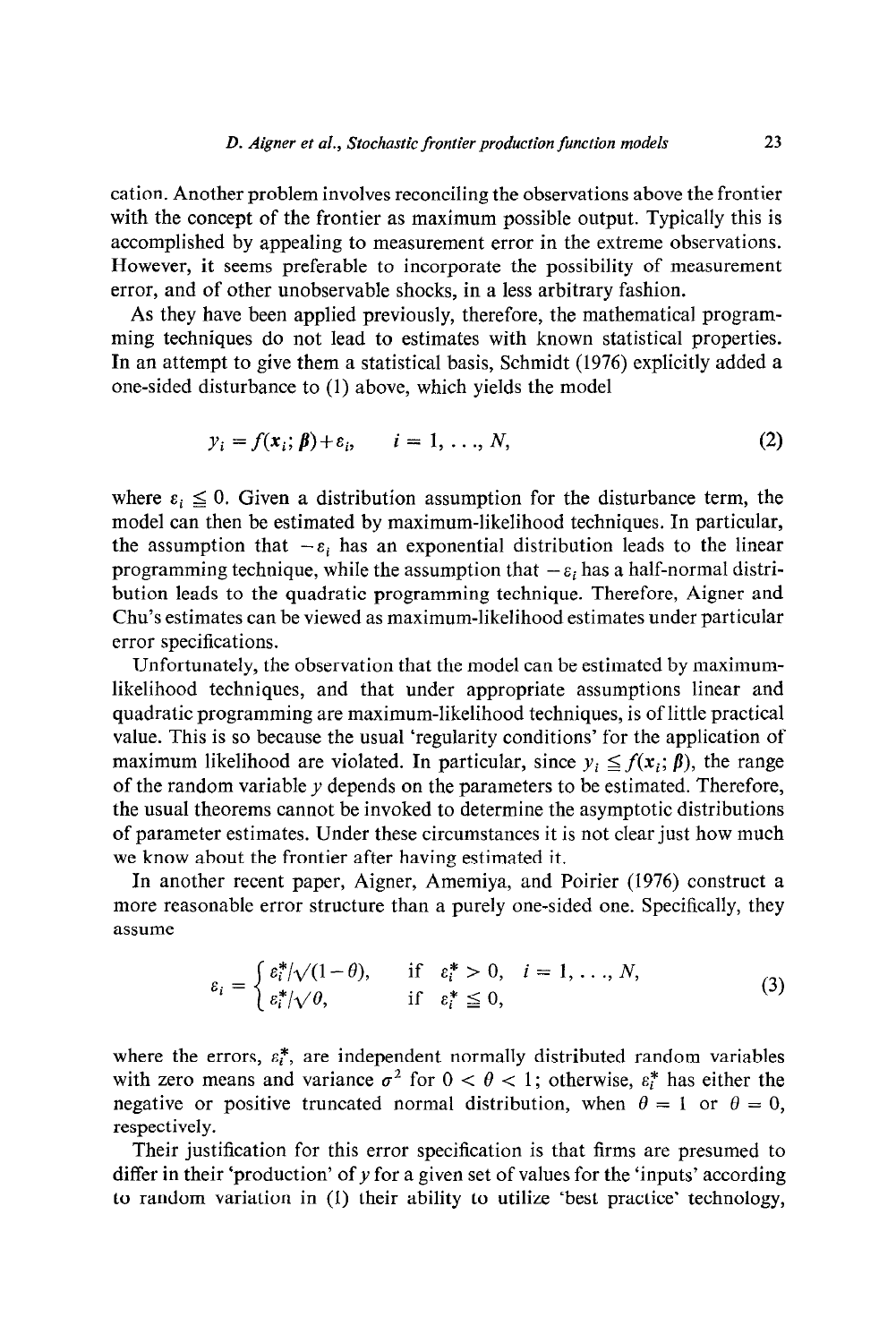cation. Another problem involves reconciling the observations above the frontier with the concept of the frontier as maximum possible output. Typically this is accomplished by appealing to measurement error in the extreme observations. However, it seems preferable to incorporate the possibility of measurement error, and of other unobservable shocks, in a less arbitrary fashion.

As they have been applied previously, therefore, the mathematical programming techniques do not lead to estimates with known statistical properties. In an attempt to give them a statistical basis, Schmidt (1976) explicitly added a one-sided disturbance to (1) above, which yields the model

$$y_i = f(\mathbf{x}_i; \boldsymbol{\beta}) + \varepsilon_i, \qquad i = 1, \ldots, N, \tag{2}$$

where $\varepsilon_i \leqq 0$. Given a distribution assumption for the disturbance term, the model can then be estimated by maximum-likelihood techniques. In particular, the assumption that $-\varepsilon_i$ has an exponential distribution leads to the linear programming technique, while the assumption that $-\varepsilon_i$ has a half-normal distribution leads to the quadratic programming technique. Therefore, Aigner and Chu's estimates can be viewed as maximum-likelihood estimates under particular error specifications.

Unfortunately, the observation that the model can be estimated by maximum-likelihood techniques, and that under appropriate assumptions linear and quadratic programming are maximum-likelihood techniques, is of little practical value. This is so because the usual 'regularity conditions' for the application of maximum likelihood are violated. In particular, since $y_i \leqq f(\mathbf{x}_i; \boldsymbol{\beta})$, the range of the random variable $y$ depends on the parameters to be estimated. Therefore, the usual theorems cannot be invoked to determine the asymptotic distributions of parameter estimates. Under these circumstances it is not clear just how much we know about the frontier after having estimated it.

In another recent paper, Aigner, Amemiya, and Poirier (1976) construct a more reasonable error structure than a purely one-sided one. Specifically, they assume

$$\varepsilon_i = \begin{cases} \varepsilon_i^* / \sqrt{(1-\theta)}, & \text{if} \quad \varepsilon_i^* > 0, \quad i = 1, \ldots, N, \\ \varepsilon_i^* / \sqrt{\theta}, & \text{if} \quad \varepsilon_i^* \leqq 0, \end{cases} \tag{3}$$

where the errors, $\varepsilon_i^*$, are independent normally distributed random variables with zero means and variance $\sigma^2$ for $0 < \theta < 1$; otherwise, $\varepsilon_i^*$ has either the negative or positive truncated normal distribution, when $\theta = 1$ or $\theta = 0$, respectively.

Their justification for this error specification is that firms are presumed to differ in their 'production' of $y$ for a given set of values for the 'inputs' according to random variation in (1) their ability to utilize 'best practice' technology,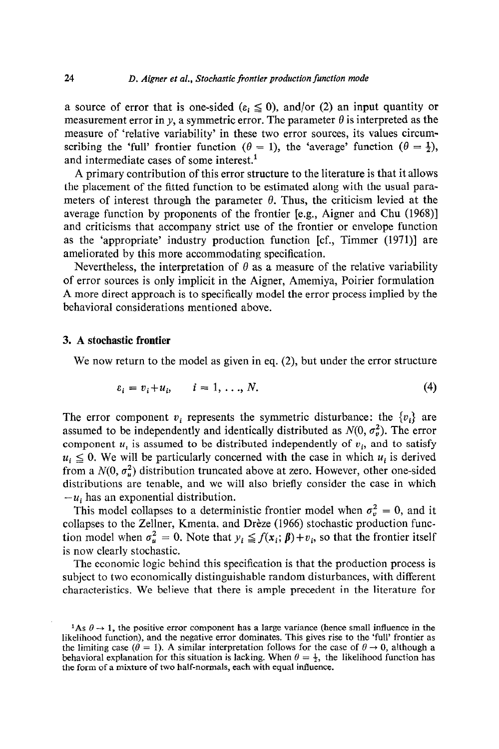a source of error that is one-sided ($\varepsilon_i \leqq 0$), and/or (2) an input quantity or measurement error in $y$, a symmetric error. The parameter $\theta$ is interpreted as the measure of 'relative variability' in these two error sources, its values circumscribing the 'full' frontier function ($\theta = 1$), the 'average' function ($\theta = \frac{1}{2}$), and intermediate cases of some interest.[1]

A primary contribution of this error structure to the literature is that it allows the placement of the fitted function to be estimated along with the usual parameters of interest through the parameter $\theta$. Thus, the criticism levied at the average function by proponents of the frontier [e.g., Aigner and Chu (1968)] and criticisms that accompany strict use of the frontier or envelope function as the 'appropriate' industry production function [cf., Timmer (1971)] are ameliorated by this more accommodating specification.

Nevertheless, the interpretation of $\theta$ as a measure of the relative variability of error sources is only implicit in the Aigner, Amemiya, Poirier formulation A more direct approach is to specifically model the error process implied by the behavioral considerations mentioned above.

## 3. A stochastic frontier

We now return to the model as given in eq. (2), but under the error structure

$$\varepsilon_i = v_i + u_i, \qquad i = 1, \ldots, N. \tag{4}$$

The error component $v_i$ represents the symmetric disturbance: the $\{v_i\}$ are assumed to be independently and identically distributed as $N(0, \sigma_v^2)$. The error component $u_i$ is assumed to be distributed independently of $v_i$, and to satisfy $u_i \leqq 0$. We will be particularly concerned with the case in which $u_i$ is derived from a $N(0, \sigma_u^2)$ distribution truncated above at zero. However, other one-sided distributions are tenable, and we will also briefly consider the case in which $-u_i$ has an exponential distribution.

This model collapses to a deterministic frontier model when $\sigma_v^2 = 0$, and it collapses to the Zellner, Kmenta, and Drèze (1966) stochastic production function model when $\sigma_u^2 = 0$. Note that $y_i \leqq f(x_i; \beta) + v_i$, so that the frontier itself is now clearly stochastic.

The economic logic behind this specification is that the production process is subject to two economically distinguishable random disturbances, with different characteristics. We believe that there is ample precedent in the literature for

[1] As $\theta \to 1$, the positive error component has a large variance (hence small influence in the likelihood function), and the negative error dominates. This gives rise to the 'full' frontier as the limiting case ($\theta = 1$). A similar interpretation follows for the case of $\theta \to 0$, although a behavioral explanation for this situation is lacking. When $\theta = \frac{1}{2}$, the likelihood function has the form of a mixture of two half-normals, each with equal influence.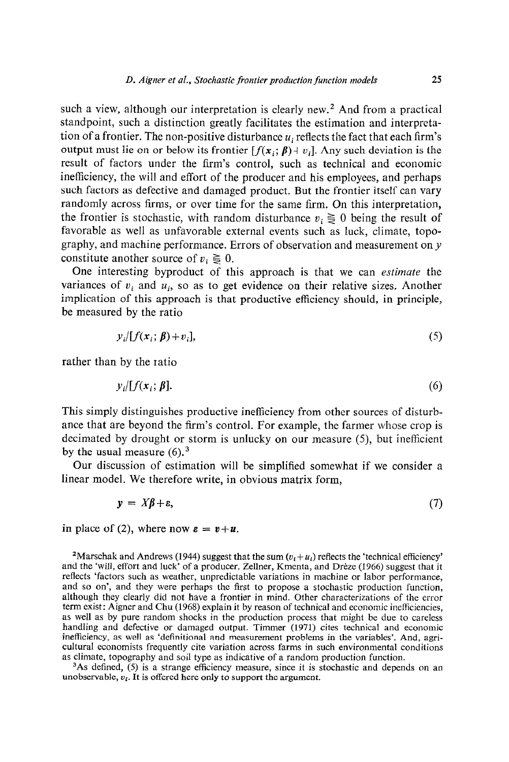such a view, although our interpretation is clearly new.[2] And from a practical standpoint, such a distinction greatly facilitates the estimation and interpretation of a frontier. The non-positive disturbance $u_i$ reflects the fact that each firm's output must lie on or below its frontier $[f(\boldsymbol{x}_i; \boldsymbol{\beta})+v_i]$. Any such deviation is the result of factors under the firm's control, such as technical and economic inefficiency, the will and effort of the producer and his employees, and perhaps such factors as defective and damaged product. But the frontier itself can vary randomly across firms, or over time for the same firm. On this interpretation, the frontier is stochastic, with random disturbance $v_i \gtreqless 0$ being the result of favorable as well as unfavorable external events such as luck, climate, topography, and machine performance. Errors of observation and measurement on $y$ constitute another source of $v_i \gtreqless 0$.

One interesting byproduct of this approach is that we can *estimate* the variances of $v_i$ and $u_i$, so as to get evidence on their relative sizes. Another implication of this approach is that productive efficiency should, in principle, be measured by the ratio

$$y_i/[f(\boldsymbol{x}_i; \boldsymbol{\beta})+v_i], \tag{5}$$

rather than by the ratio

$$y_i/[f(\boldsymbol{x}_i; \boldsymbol{\beta})]. \tag{6}$$

This simply distinguishes productive inefficiency from other sources of disturbance that are beyond the firm's control. For example, the farmer whose crop is decimated by drought or storm is unlucky on our measure (5), but inefficient by the usual measure (6).[3]

Our discussion of estimation will be simplified somewhat if we consider a linear model. We therefore write, in obvious matrix form,

$$\boldsymbol{y} = X\boldsymbol{\beta}+\boldsymbol{\varepsilon}, \tag{7}$$

in place of (2), where now $\boldsymbol{\varepsilon} = \boldsymbol{v}+\boldsymbol{u}$.

[2] Marschak and Andrews (1944) suggest that the sum $(v_i+u_i)$ reflects the 'technical efficiency' and the 'will, effort and luck' of a producer. Zellner, Kmenta, and Drèze (1966) suggest that it reflects 'factors such as weather, unpredictable variations in machine or labor performance, and so on', and they were perhaps the first to propose a stochastic production function, although they clearly did not have a frontier in mind. Other characterizations of the error term exist: Aigner and Chu (1968) explain it by reason of technical and economic inefficiencies, as well as by pure random shocks in the production process that might be due to careless handling and defective or damaged output. Timmer (1971) cites technical and economic inefficiency, as well as 'definitional and measurement problems in the variables'. And, agricultural economists frequently cite variation across farms in such environmental conditions as climate, topography and soil type as indicative of a random production function.

[3] As defined, (5) is a strange efficiency measure, since it is stochastic and depends on an unobservable, $v_i$. It is offered here only to support the argument.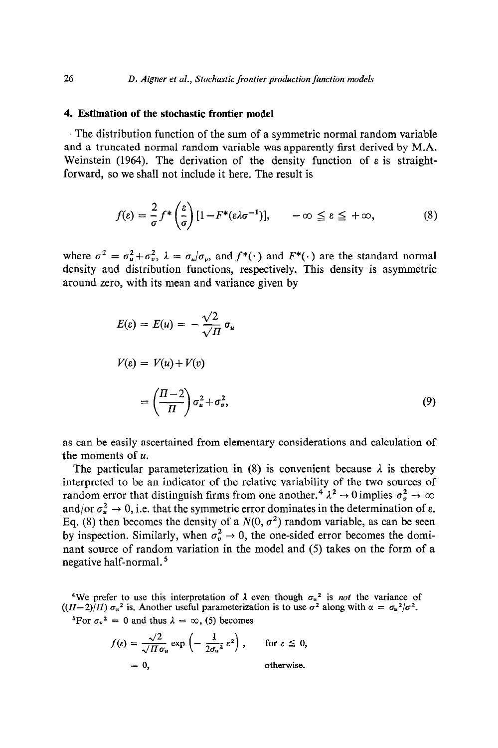## 4. Estimation of the stochastic frontier model

The distribution function of the sum of a symmetric normal random variable and a truncated normal random variable was apparently first derived by M.A. Weinstein (1964). The derivation of the density function of $\varepsilon$ is straightforward, so we shall not include it here. The result is

$$f(\varepsilon) = \frac{2}{\sigma} f^*\left(\frac{\varepsilon}{\sigma}\right)[1 - F^*(\varepsilon\lambda\sigma^{-1})], \qquad -\infty \leqq \varepsilon \leqq +\infty, \tag{8}$$

where $\sigma^2 = \sigma_u^2 + \sigma_v^2$, $\lambda = \sigma_u/\sigma_v$, and $f^*(\cdot)$ and $F^*(\cdot)$ are the standard normal density and distribution functions, respectively. This density is asymmetric around zero, with its mean and variance given by

$$E(\varepsilon) = E(u) = -\frac{\sqrt{2}}{\sqrt{\Pi}}\sigma_u$$

$$V(\varepsilon) = V(u) + V(v)$$

$$= \left(\frac{\Pi - 2}{\Pi}\right)\sigma_u^2 + \sigma_v^2, \tag{9}$$

as can be easily ascertained from elementary considerations and calculation of the moments of $u$.

The particular parameterization in (8) is convenient because $\lambda$ is thereby interpreted to be an indicator of the relative variability of the two sources of random error that distinguish firms from one another.[4] $\lambda^2 \to 0$ implies $\sigma_v^2 \to \infty$ and/or $\sigma_u^2 \to 0$, i.e. that the symmetric error dominates in the determination of $\varepsilon$. Eq. (8) then becomes the density of a $N(0, \sigma^2)$ random variable, as can be seen by inspection. Similarly, when $\sigma_v^2 \to 0$, the one-sided error becomes the dominant source of random variation in the model and (5) takes on the form of a negative half-normal.[5]

[4] We prefer to use this interpretation of $\lambda$ even though $\sigma_u{}^2$ is *not* the variance of $((\Pi - 2)/\Pi)\,\sigma_u{}^2$ is. Another useful parameterization is to use $\sigma^2$ along with $\alpha = \sigma_u{}^2/\sigma^2$.

[5] For $\sigma_v{}^2 = 0$ and thus $\lambda = \infty$, (5) becomes

$$f(\varepsilon) = \frac{\sqrt{2}}{\sqrt{\Pi}\,\sigma_u}\exp\left(-\frac{1}{2\sigma_u{}^2}\varepsilon^2\right), \qquad \text{for } \varepsilon \leqq 0,$$

$$= 0, \qquad \text{otherwise.}$$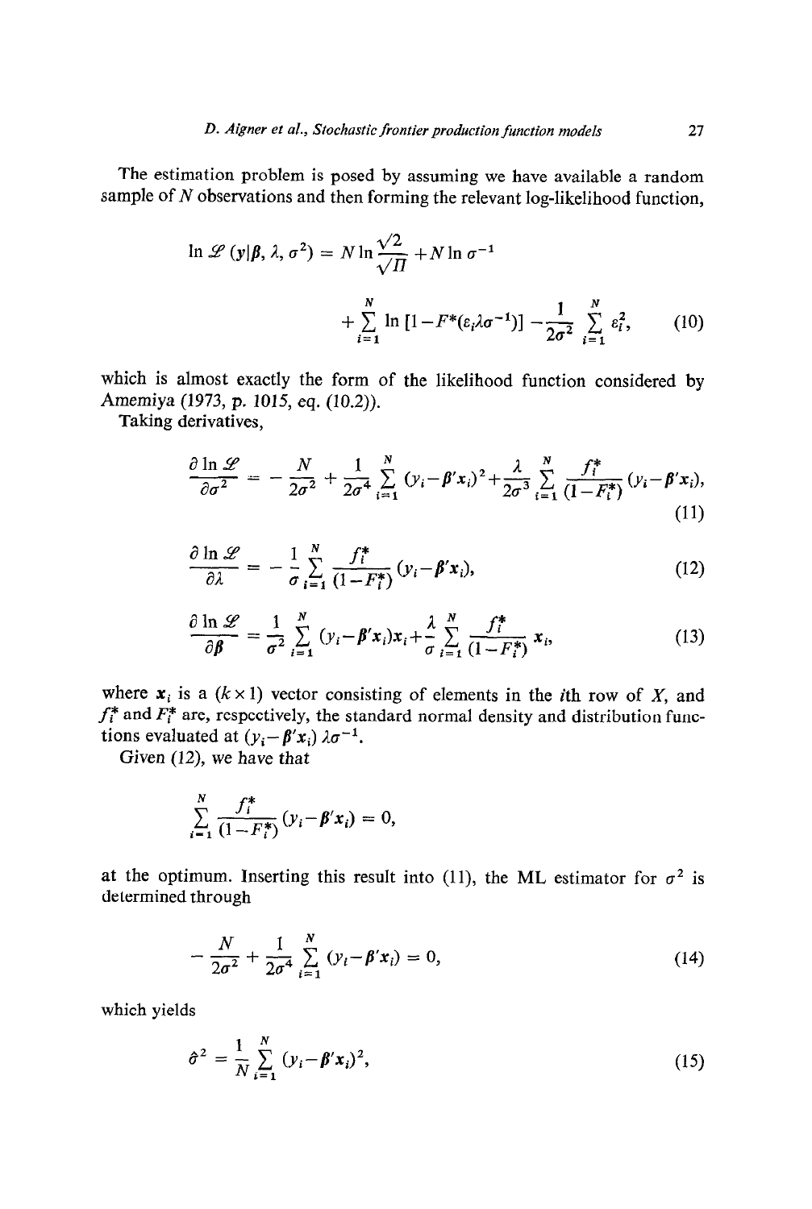The estimation problem is posed by assuming we have available a random sample of $N$ observations and then forming the relevant log-likelihood function,

$$\ln \mathscr{L}(y|\boldsymbol{\beta}, \lambda, \sigma^2) = N \ln \frac{\sqrt{2}}{\sqrt{\Pi}} + N \ln \sigma^{-1} + \sum_{i=1}^{N} \ln [1 - F^*(\varepsilon_i \lambda \sigma^{-1})] - \frac{1}{2\sigma^2} \sum_{i=1}^{N} \varepsilon_i^2, \tag{10}$$

which is almost exactly the form of the likelihood function considered by Amemiya (1973, p. 1015, eq. (10.2)).

Taking derivatives,

$$\frac{\partial \ln \mathscr{L}}{\partial \sigma^2} = -\frac{N}{2\sigma^2} + \frac{1}{2\sigma^4} \sum_{i=1}^{N} (y_i - \boldsymbol{\beta}' \boldsymbol{x}_i)^2 + \frac{\lambda}{2\sigma^3} \sum_{i=1}^{N} \frac{f_i^*}{(1 - F_i^*)} (y_i - \boldsymbol{\beta}' \boldsymbol{x}_i), \tag{11}$$

$$\frac{\partial \ln \mathscr{L}}{\partial \lambda} = -\frac{1}{\sigma} \sum_{i=1}^{N} \frac{f_i^*}{(1 - F_i^*)} (y_i - \boldsymbol{\beta}' \boldsymbol{x}_i), \tag{12}$$

$$\frac{\partial \ln \mathscr{L}}{\partial \boldsymbol{\beta}} = \frac{1}{\sigma^2} \sum_{i=1}^{N} (y_i - \boldsymbol{\beta}' \boldsymbol{x}_i) \boldsymbol{x}_i + \frac{\lambda}{\sigma} \sum_{i=1}^{N} \frac{f_i^*}{(1 - F_i^*)} \boldsymbol{x}_i, \tag{13}$$

where $\boldsymbol{x}_i$ is a $(k \times 1)$ vector consisting of elements in the $i$th row of $X$, and $f_i^*$ and $F_i^*$ are, respectively, the standard normal density and distribution functions evaluated at $(y_i - \boldsymbol{\beta}' \boldsymbol{x}_i) \lambda \sigma^{-1}$.

Given (12), we have that

$$\sum_{i=1}^{N} \frac{f_i^*}{(1 - F_i^*)} (y_i - \boldsymbol{\beta}' \boldsymbol{x}_i) = 0,$$

at the optimum. Inserting this result into (11), the ML estimator for $\sigma^2$ is determined through

$$-\frac{N}{2\sigma^2} + \frac{1}{2\sigma^4} \sum_{i=1}^{N} (y_i - \boldsymbol{\beta}' \boldsymbol{x}_i) = 0, \tag{14}$$

which yields

$$\hat{\sigma}^2 = \frac{1}{N} \sum_{i=1}^{N} (y_i - \boldsymbol{\beta}' \boldsymbol{x}_i)^2, \tag{15}$$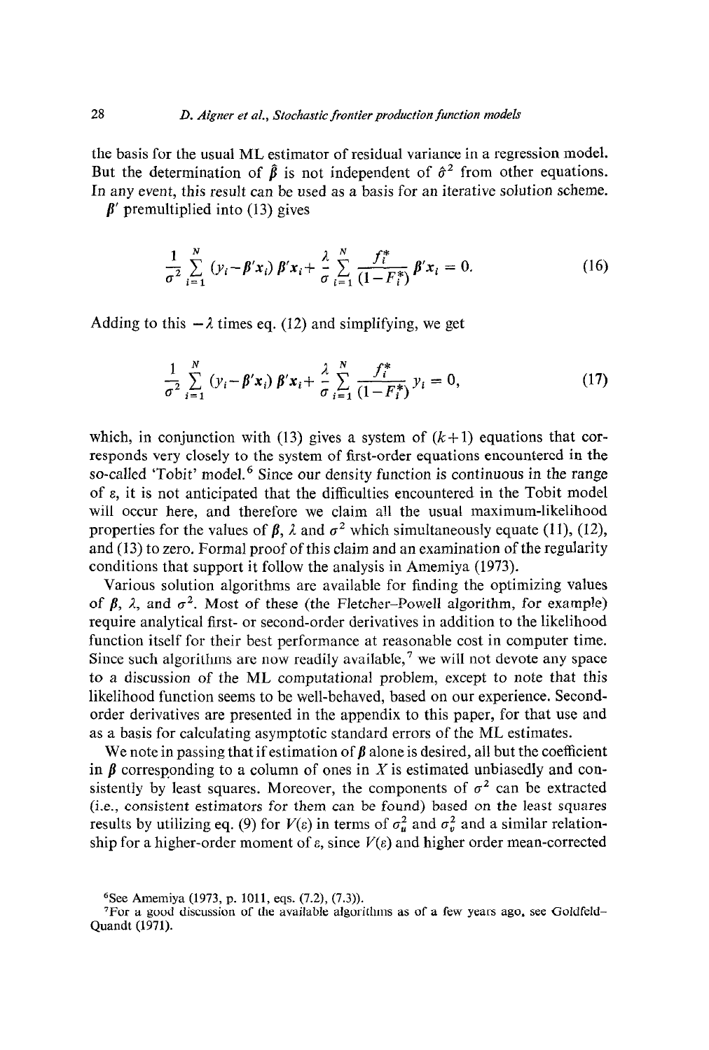the basis for the usual ML estimator of residual variance in a regression model. But the determination of $\hat{\beta}$ is not independent of $\hat{\sigma}^2$ from other equations. In any event, this result can be used as a basis for an iterative solution scheme.

$\beta'$ premultiplied into (13) gives

$$\frac{1}{\sigma^2}\sum_{i=1}^{N}(y_i-\beta' x_i)\,\beta' x_i+\frac{\lambda}{\sigma}\sum_{i=1}^{N}\frac{f_i^*}{(1-F_i^*)}\,\beta' x_i = 0. \tag{16}$$

Adding to this $-\lambda$ times eq. (12) and simplifying, we get

$$\frac{1}{\sigma^2}\sum_{i=1}^{N}(y_i-\beta' x_i)\,\beta' x_i+\frac{\lambda}{\sigma}\sum_{i=1}^{N}\frac{f_i^*}{(1-F_i^*)}\,y_i = 0, \tag{17}$$

which, in conjunction with (13) gives a system of $(k+1)$ equations that corresponds very closely to the system of first-order equations encountered in the so-called 'Tobit' model.[6] Since our density function is continuous in the range of $\varepsilon$, it is not anticipated that the difficulties encountered in the Tobit model will occur here, and therefore we claim all the usual maximum-likelihood properties for the values of $\beta$, $\lambda$ and $\sigma^2$ which simultaneously equate (11), (12), and (13) to zero. Formal proof of this claim and an examination of the regularity conditions that support it follow the analysis in Amemiya (1973).

Various solution algorithms are available for finding the optimizing values of $\beta$, $\lambda$, and $\sigma^2$. Most of these (the Fletcher–Powell algorithm, for example) require analytical first- or second-order derivatives in addition to the likelihood function itself for their best performance at reasonable cost in computer time. Since such algorithms are now readily available,[7] we will not devote any space to a discussion of the ML computational problem, except to note that this likelihood function seems to be well-behaved, based on our experience. Second-order derivatives are presented in the appendix to this paper, for that use and as a basis for calculating asymptotic standard errors of the ML estimates.

We note in passing that if estimation of $\beta$ alone is desired, all but the coefficient in $\beta$ corresponding to a column of ones in $X$ is estimated unbiasedly and consistently by least squares. Moreover, the components of $\sigma^2$ can be extracted (i.e., consistent estimators for them can be found) based on the least squares results by utilizing eq. (9) for $V(\varepsilon)$ in terms of $\sigma_u^2$ and $\sigma_v^2$ and a similar relationship for a higher-order moment of $\varepsilon$, since $V(\varepsilon)$ and higher order mean-corrected

[6] See Amemiya (1973, p. 1011, eqs. (7.2), (7.3)).

[7] For a good discussion of the available algorithms as of a few years ago, see Goldfeld–Quandt (1971).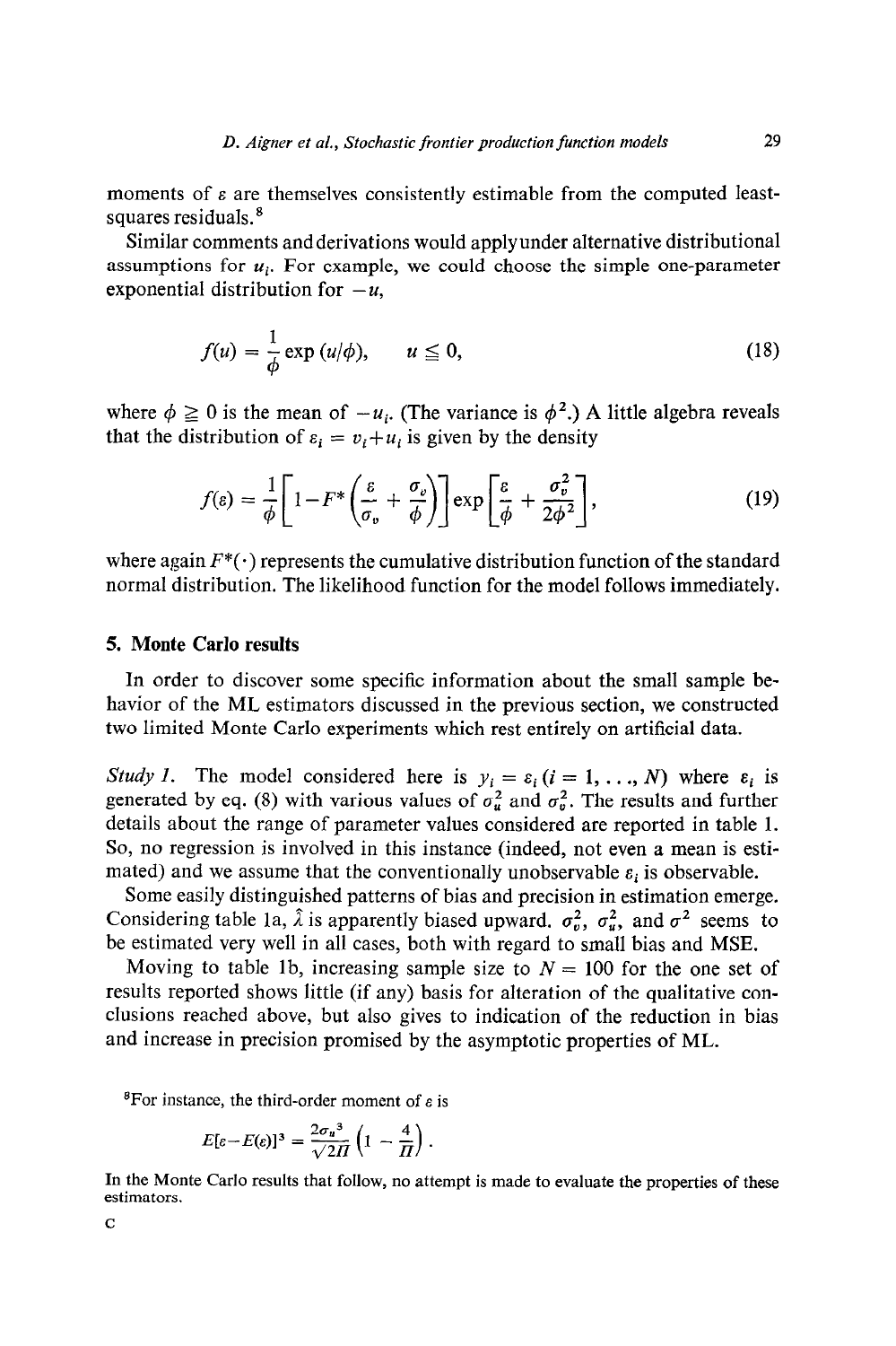moments of $\varepsilon$ are themselves consistently estimable from the computed least-squares residuals.[8]

Similar comments and derivations would apply under alternative distributional assumptions for $u_i$. For example, we could choose the simple one-parameter exponential distribution for $-u$,

$$f(u) = \frac{1}{\phi} \exp(u/\phi), \qquad u \leqq 0, \tag{18}$$

where $\phi \geqq 0$ is the mean of $-u_i$. (The variance is $\phi^2$.) A little algebra reveals that the distribution of $\varepsilon_i = v_i + u_i$ is given by the density

$$f(\varepsilon) = \frac{1}{\phi}\left[1 - F^*\left(\frac{\varepsilon}{\sigma_v} + \frac{\sigma_v}{\phi}\right)\right] \exp\left[\frac{\varepsilon}{\phi} + \frac{\sigma_v^2}{2\phi^2}\right], \tag{19}$$

where again $F^*(\cdot)$ represents the cumulative distribution function of the standard normal distribution. The likelihood function for the model follows immediately.

## 5. Monte Carlo results

In order to discover some specific information about the small sample behavior of the ML estimators discussed in the previous section, we constructed two limited Monte Carlo experiments which rest entirely on artificial data.

*Study 1.* The model considered here is $y_i = \varepsilon_i$ $(i = 1, \ldots, N)$ where $\varepsilon_i$ is generated by eq. (8) with various values of $\sigma_u^2$ and $\sigma_v^2$. The results and further details about the range of parameter values considered are reported in table 1. So, no regression is involved in this instance (indeed, not even a mean is estimated) and we assume that the conventionally unobservable $\varepsilon_i$ is observable.

Some easily distinguished patterns of bias and precision in estimation emerge. Considering table 1a, $\hat{\lambda}$ is apparently biased upward. $\sigma_v^2$, $\sigma_u^2$, and $\sigma^2$ seems to be estimated very well in all cases, both with regard to small bias and MSE.

Moving to table 1b, increasing sample size to $N = 100$ for the one set of results reported shows little (if any) basis for alteration of the qualitative conclusions reached above, but also gives to indication of the reduction in bias and increase in precision promised by the asymptotic properties of ML.

[8] For instance, the third-order moment of $\varepsilon$ is

$$E[\varepsilon - E(\varepsilon)]^3 = \frac{2\sigma_u^3}{\sqrt{2\Pi}}\left(1 - \frac{4}{\Pi}\right).$$

In the Monte Carlo results that follow, no attempt is made to evaluate the properties of these estimators.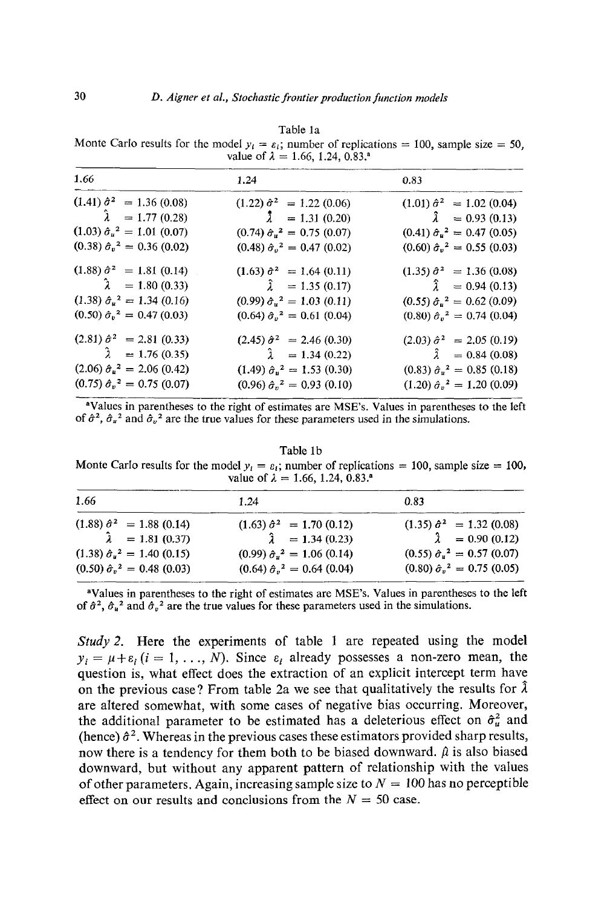Table 1a

Monte Carlo results for the model $y_i = \varepsilon_i$; number of replications = 100, sample size = 50, value of $\lambda$ = 1.66, 1.24, 0.83.[a]

| 1.66 | 1.24 | 0.83 |
|---|---|---|
| (1.41) $\hat{\sigma}^2$ = 1.36 (0.08) | (1.22) $\hat{\sigma}^2$ = 1.22 (0.06) | (1.01) $\hat{\sigma}^2$ = 1.02 (0.04) |
| $\hat{\lambda}$ = 1.77 (0.28) | $\hat{\lambda}$ = 1.31 (0.20) | $\hat{\lambda}$ = 0.93 (0.13) |
| (1.03) $\hat{\sigma}_u^2$ = 1.01 (0.07) | (0.74) $\hat{\sigma}_u^2$ = 0.75 (0.07) | (0.41) $\hat{\sigma}_u^2$ = 0.47 (0.05) |
| (0.38) $\hat{\sigma}_v^2$ = 0.36 (0.02) | (0.48) $\hat{\sigma}_v^2$ = 0.47 (0.02) | (0.60) $\hat{\sigma}_v^2$ = 0.55 (0.03) |
| (1.88) $\hat{\sigma}^2$ = 1.81 (0.14) | (1.63) $\hat{\sigma}^2$ = 1.64 (0.11) | (1.35) $\hat{\sigma}^2$ = 1.36 (0.08) |
| $\hat{\lambda}$ = 1.80 (0.33) | $\hat{\lambda}$ = 1.35 (0.17) | $\hat{\lambda}$ = 0.94 (0.13) |
| (1.38) $\hat{\sigma}_u^2$ = 1.34 (0.16) | (0.99) $\hat{\sigma}_u^2$ = 1.03 (0.11) | (0.55) $\hat{\sigma}_u^2$ = 0.62 (0.09) |
| (0.50) $\hat{\sigma}_v^2$ = 0.47 (0.03) | (0.64) $\hat{\sigma}_v^2$ = 0.61 (0.04) | (0.80) $\hat{\sigma}_v^2$ = 0.74 (0.04) |
| (2.81) $\hat{\sigma}^2$ = 2.81 (0.33) | (2.45) $\hat{\sigma}^2$ = 2.46 (0.30) | (2.03) $\hat{\sigma}^2$ = 2.05 (0.19) |
| $\hat{\lambda}$ = 1.76 (0.35) | $\hat{\lambda}$ = 1.34 (0.22) | $\hat{\lambda}$ = 0.84 (0.08) |
| (2.06) $\hat{\sigma}_u^2$ = 2.06 (0.42) | (1.49) $\hat{\sigma}_u^2$ = 1.53 (0.30) | (0.83) $\hat{\sigma}_u^2$ = 0.85 (0.18) |
| (0.75) $\hat{\sigma}_v^2$ = 0.75 (0.07) | (0.96) $\hat{\sigma}_v^2$ = 0.93 (0.10) | (1.20) $\hat{\sigma}_v^2$ = 1.20 (0.09) |

[a]Values in parentheses to the right of estimates are MSE's. Values in parentheses to the left of $\hat{\sigma}^2$, $\hat{\sigma}_u^2$ and $\hat{\sigma}_v^2$ are the true values for these parameters used in the simulations.

Table 1b

Monte Carlo results for the model $y_i = \varepsilon_i$; number of replications = 100, sample size = 100, value of $\lambda$ = 1.66, 1.24, 0.83.[a]

| 1.66 | 1.24 | 0.83 |
|---|---|---|
| (1.88) $\hat{\sigma}^2$ = 1.88 (0.14) | (1.63) $\hat{\sigma}^2$ = 1.70 (0.12) | (1.35) $\hat{\sigma}^2$ = 1.32 (0.08) |
| $\hat{\lambda}$ = 1.81 (0.37) | $\hat{\lambda}$ = 1.34 (0.23) | $\hat{\lambda}$ = 0.90 (0.12) |
| (1.38) $\hat{\sigma}_u^2$ = 1.40 (0.15) | (0.99) $\hat{\sigma}_u^2$ = 1.06 (0.14) | (0.55) $\hat{\sigma}_u^2$ = 0.57 (0.07) |
| (0.50) $\hat{\sigma}_v^2$ = 0.48 (0.03) | (0.64) $\hat{\sigma}_v^2$ = 0.64 (0.04) | (0.80) $\hat{\sigma}_v^2$ = 0.75 (0.05) |

[a]Values in parentheses to the right of estimates are MSE's. Values in parentheses to the left of $\hat{\sigma}^2$, $\hat{\sigma}_u^2$ and $\hat{\sigma}_v^2$ are the true values for these parameters used in the simulations.

*Study 2.* Here the experiments of table 1 are repeated using the model $y_i = \mu + \varepsilon_i$ $(i = 1, \ldots, N)$. Since $\varepsilon_i$ already possesses a non-zero mean, the question is, what effect does the extraction of an explicit intercept term have on the previous case? From table 2a we see that qualitatively the results for $\hat{\lambda}$ are altered somewhat, with some cases of negative bias occurring. Moreover, the additional parameter to be estimated has a deleterious effect on $\hat{\sigma}_u^2$ and (hence) $\hat{\sigma}^2$. Whereas in the previous cases these estimators provided sharp results, now there is a tendency for them both to be biased downward. $\hat{\mu}$ is also biased downward, but without any apparent pattern of relationship with the values of other parameters. Again, increasing sample size to $N = 100$ has no perceptible effect on our results and conclusions from the $N = 50$ case.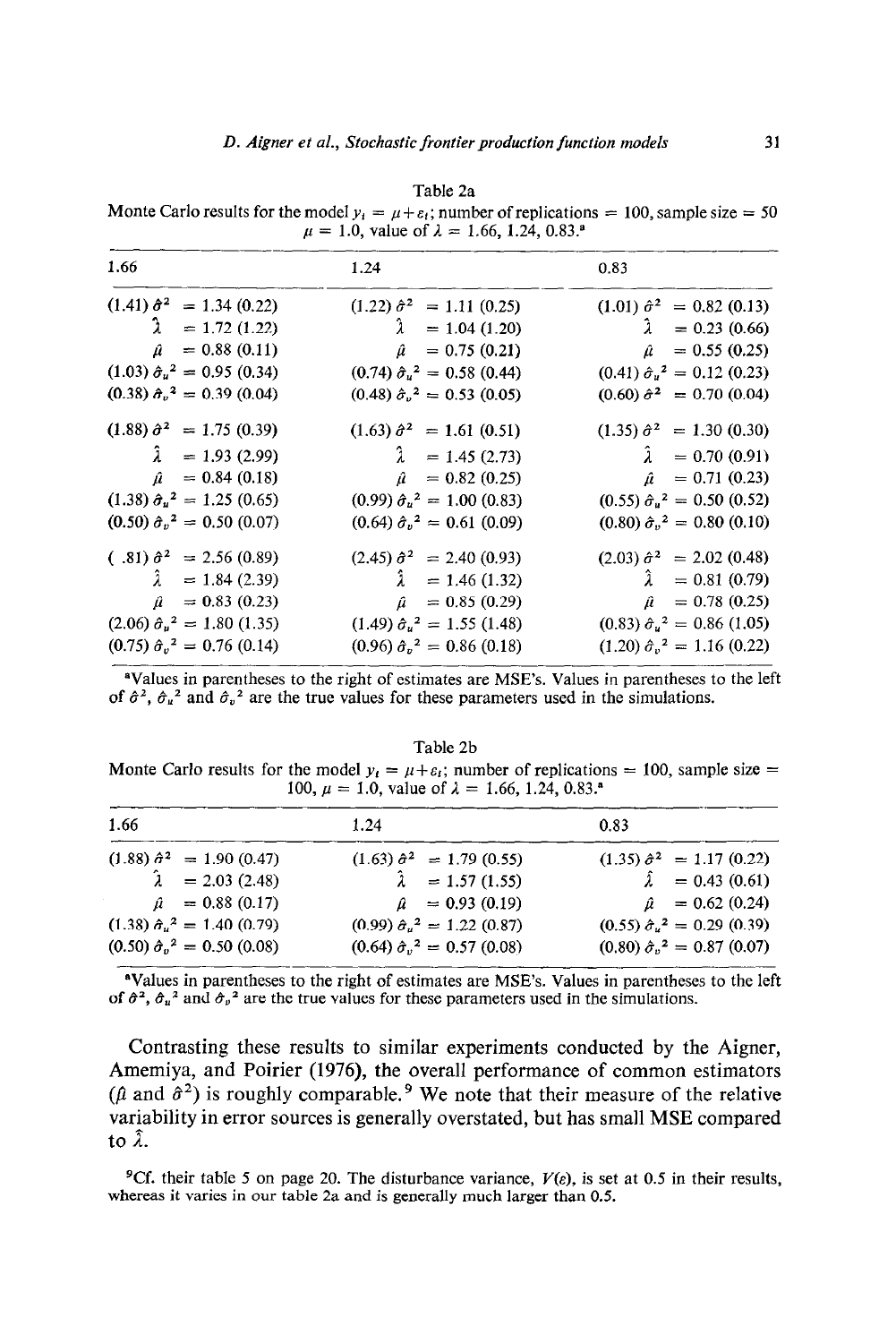Table 2a

Monte Carlo results for the model $y_t = \mu + \varepsilon_t$; number of replications = 100, sample size = 50 $\mu = 1.0$, value of $\lambda = 1.66, 1.24, 0.83$.[a]

| 1.66 | 1.24 | 0.83 |
|---|---|---|
| (1.41) $\hat{\sigma}^2$ = 1.34 (0.22) | (1.22) $\hat{\sigma}^2$ = 1.11 (0.25) | (1.01) $\hat{\sigma}^2$ = 0.82 (0.13) |
| $\hat{\lambda}$ = 1.72 (1.22) | $\hat{\lambda}$ = 1.04 (1.20) | $\hat{\lambda}$ = 0.23 (0.66) |
| $\hat{\mu}$ = 0.88 (0.11) | $\hat{\mu}$ = 0.75 (0.21) | $\hat{\mu}$ = 0.55 (0.25) |
| (1.03) $\hat{\sigma}_u^2$ = 0.95 (0.34) | (0.74) $\hat{\sigma}_u^2$ = 0.58 (0.44) | (0.41) $\hat{\sigma}_u^2$ = 0.12 (0.23) |
| (0.38) $\hat{\sigma}_v^2$ = 0.39 (0.04) | (0.48) $\hat{\sigma}_v^2$ = 0.53 (0.05) | (0.60) $\hat{\sigma}^2$ = 0.70 (0.04) |
| (1.88) $\hat{\sigma}^2$ = 1.75 (0.39) | (1.63) $\hat{\sigma}^2$ = 1.61 (0.51) | (1.35) $\hat{\sigma}^2$ = 1.30 (0.30) |
| $\hat{\lambda}$ = 1.93 (2.99) | $\hat{\lambda}$ = 1.45 (2.73) | $\hat{\lambda}$ = 0.70 (0.91) |
| $\hat{\mu}$ = 0.84 (0.18) | $\hat{\mu}$ = 0.82 (0.25) | $\hat{\mu}$ = 0.71 (0.23) |
| (1.38) $\hat{\sigma}_u^2$ = 1.25 (0.65) | (0.99) $\hat{\sigma}_u^2$ = 1.00 (0.83) | (0.55) $\hat{\sigma}_u^2$ = 0.50 (0.52) |
| (0.50) $\hat{\sigma}_v^2$ = 0.50 (0.07) | (0.64) $\hat{\sigma}_v^2$ = 0.61 (0.09) | (0.80) $\hat{\sigma}_v^2$ = 0.80 (0.10) |
| ( .81) $\hat{\sigma}^2$ = 2.56 (0.89) | (2.45) $\hat{\sigma}^2$ = 2.40 (0.93) | (2.03) $\hat{\sigma}^2$ = 2.02 (0.48) |
| $\hat{\lambda}$ = 1.84 (2.39) | $\hat{\lambda}$ = 1.46 (1.32) | $\hat{\lambda}$ = 0.81 (0.79) |
| $\hat{\mu}$ = 0.83 (0.23) | $\hat{\mu}$ = 0.85 (0.29) | $\hat{\mu}$ = 0.78 (0.25) |
| (2.06) $\hat{\sigma}_u^2$ = 1.80 (1.35) | (1.49) $\hat{\sigma}_u^2$ = 1.55 (1.48) | (0.83) $\hat{\sigma}_u^2$ = 0.86 (1.05) |
| (0.75) $\hat{\sigma}_v^2$ = 0.76 (0.14) | (0.96) $\hat{\sigma}_v^2$ = 0.86 (0.18) | (1.20) $\hat{\sigma}_v^2$ = 1.16 (0.22) |

[a]Values in parentheses to the right of estimates are MSE's. Values in parentheses to the left of $\hat{\sigma}^2$, $\hat{\sigma}_u^2$ and $\hat{\sigma}_v^2$ are the true values for these parameters used in the simulations.

Table 2b

Monte Carlo results for the model $y_t = \mu + \varepsilon_t$; number of replications = 100, sample size = 100, $\mu = 1.0$, value of $\lambda = 1.66, 1.24, 0.83$.[a]

| 1.66 | 1.24 | 0.83 |
|---|---|---|
| (1.88) $\hat{\sigma}^2$ = 1.90 (0.47) | (1.63) $\hat{\sigma}^2$ = 1.79 (0.55) | (1.35) $\hat{\sigma}^2$ = 1.17 (0.22) |
| $\hat{\lambda}$ = 2.03 (2.48) | $\hat{\lambda}$ = 1.57 (1.55) | $\hat{\lambda}$ = 0.43 (0.61) |
| $\hat{\mu}$ = 0.88 (0.17) | $\hat{\mu}$ = 0.93 (0.19) | $\hat{\mu}$ = 0.62 (0.24) |
| (1.38) $\hat{\sigma}_u^2$ = 1.40 (0.79) | (0.99) $\hat{\sigma}_u^2$ = 1.22 (0.87) | (0.55) $\hat{\sigma}_u^2$ = 0.29 (0.39) |
| (0.50) $\hat{\sigma}_v^2$ = 0.50 (0.08) | (0.64) $\hat{\sigma}_v^2$ = 0.57 (0.08) | (0.80) $\hat{\sigma}_v^2$ = 0.87 (0.07) |

[a]Values in parentheses to the right of estimates are MSE's. Values in parentheses to the left of $\hat{\sigma}^2$, $\hat{\sigma}_u^2$ and $\hat{\sigma}_v^2$ are the true values for these parameters used in the simulations.

Contrasting these results to similar experiments conducted by the Aigner, Amemiya, and Poirier (1976), the overall performance of common estimators ($\hat{\mu}$ and $\hat{\sigma}^2$) is roughly comparable.[9] We note that their measure of the relative variability in error sources is generally overstated, but has small MSE compared to $\hat{\lambda}$.

[9]Cf. their table 5 on page 20. The disturbance variance, $V(\varepsilon)$, is set at 0.5 in their results, whereas it varies in our table 2a and is generally much larger than 0.5.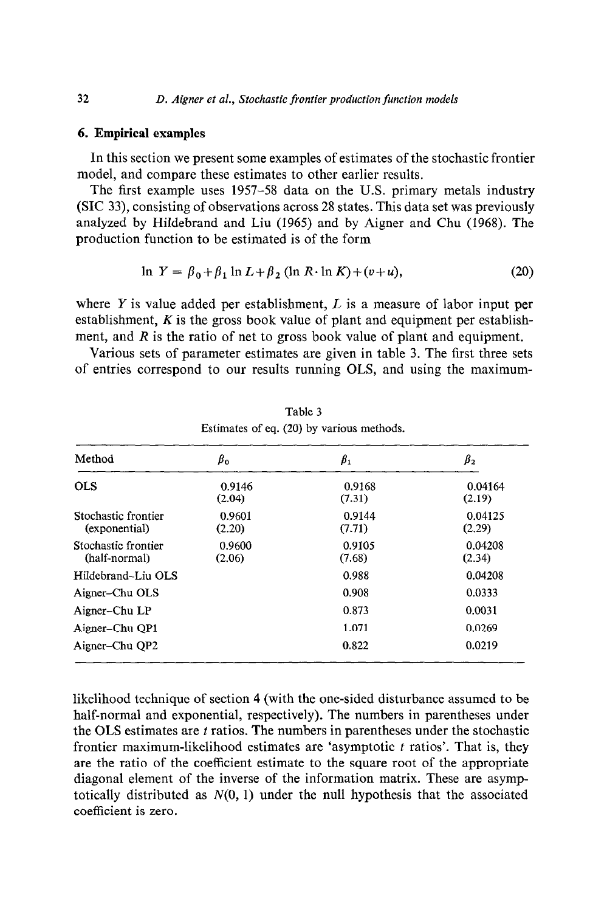## 6. Empirical examples

In this section we present some examples of estimates of the stochastic frontier model, and compare these estimates to other earlier results.

The first example uses 1957–58 data on the U.S. primary metals industry (SIC 33), consisting of observations across 28 states. This data set was previously analyzed by Hildebrand and Liu (1965) and by Aigner and Chu (1968). The production function to be estimated is of the form

$$\ln Y = \beta_0 + \beta_1 \ln L + \beta_2 (\ln R \cdot \ln K) + (v+u), \tag{20}$$

where $Y$ is value added per establishment, $L$ is a measure of labor input per establishment, $K$ is the gross book value of plant and equipment per establishment, and $R$ is the ratio of net to gross book value of plant and equipment.

Various sets of parameter estimates are given in table 3. The first three sets of entries correspond to our results running OLS, and using the maximum-likelihood technique of section 4 (with the one-sided disturbance assumed to be half-normal and exponential, respectively). The numbers in parentheses under the OLS estimates are $t$ ratios. The numbers in parentheses under the stochastic frontier maximum-likelihood estimates are 'asymptotic $t$ ratios'. That is, they are the ratio of the coefficient estimate to the square root of the appropriate diagonal element of the inverse of the information matrix. These are asymptotically distributed as $N(0, 1)$ under the null hypothesis that the associated coefficient is zero.

Table 3
Estimates of eq. (20) by various methods.

| Method | $\beta_0$ | $\beta_1$ | $\beta_2$ |
|---|---|---|---|
| OLS | 0.9146 | 0.9168 | 0.04164 |
| | (2.04) | (7.31) | (2.19) |
| Stochastic frontier (exponential) | 0.9601 | 0.9144 | 0.04125 |
| | (2.20) | (7.71) | (2.29) |
| Stochastic frontier (half-normal) | 0.9600 | 0.9105 | 0.04208 |
| | (2.06) | (7.68) | (2.34) |
| Hildebrand–Liu OLS | | 0.988 | 0.04208 |
| Aigner–Chu OLS | | 0.908 | 0.0333 |
| Aigner–Chu LP | | 0.873 | 0.0031 |
| Aigner–Chu QP1 | | 1.071 | 0.0269 |
| Aigner–Chu QP2 | | 0.822 | 0.0219 |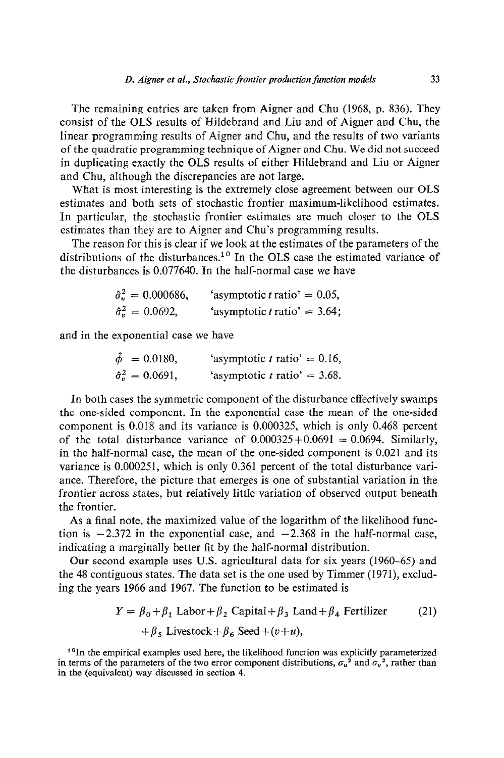The remaining entries are taken from Aigner and Chu (1968, p. 836). They consist of the OLS results of Hildebrand and Liu and of Aigner and Chu, the linear programming results of Aigner and Chu, and the results of two variants of the quadratic programming technique of Aigner and Chu. We did not succeed in duplicating exactly the OLS results of either Hildebrand and Liu or Aigner and Chu, although the discrepancies are not large.

What is most interesting is the extremely close agreement between our OLS estimates and both sets of stochastic frontier maximum-likelihood estimates. In particular, the stochastic frontier estimates are much closer to the OLS estimates than they are to Aigner and Chu's programming results.

The reason for this is clear if we look at the estimates of the parameters of the distributions of the disturbances.[10] In the OLS case the estimated variance of the disturbances is 0.077640. In the half-normal case we have

$$\hat{\sigma}_u^2 = 0.000686, \qquad \text{'asymptotic } t \text{ ratio'} = 0.05,$$

$$\hat{\sigma}_v^2 = 0.0692, \qquad \text{'asymptotic } t \text{ ratio'} = 3.64;$$

and in the exponential case we have

$$\hat{\phi} = 0.0180, \qquad \text{'asymptotic } t \text{ ratio'} = 0.16,$$

$$\hat{\sigma}_v^2 = 0.0691, \qquad \text{'asymptotic } t \text{ ratio'} = 3.68.$$

In both cases the symmetric component of the disturbance effectively swamps the one-sided component. In the exponential case the mean of the one-sided component is 0.018 and its variance is 0.000325, which is only 0.468 percent of the total disturbance variance of $0.000325+0.0691 = 0.0694$. Similarly, in the half-normal case, the mean of the one-sided component is 0.021 and its variance is 0.000251, which is only 0.361 percent of the total disturbance variance. Therefore, the picture that emerges is one of substantial variation in the frontier across states, but relatively little variation of observed output beneath the frontier.

As a final note, the maximized value of the logarithm of the likelihood function is $-2.372$ in the exponential case, and $-2.368$ in the half-normal case, indicating a marginally better fit by the half-normal distribution.

Our second example uses U.S. agricultural data for six years (1960–65) and the 48 contiguous states. The data set is the one used by Timmer (1971), excluding the years 1966 and 1967. The function to be estimated is

$$Y = \beta_0 + \beta_1 \text{ Labor} + \beta_2 \text{ Capital} + \beta_3 \text{ Land} + \beta_4 \text{ Fertilizer} \qquad (21)$$
$$+ \beta_5 \text{ Livestock} + \beta_6 \text{ Seed} + (v+u),$$

[10] In the empirical examples used here, the likelihood function was explicitly parameterized in terms of the parameters of the two error component distributions, $\sigma_u^2$ and $\sigma_v^2$, rather than in the (equivalent) way discussed in section 4.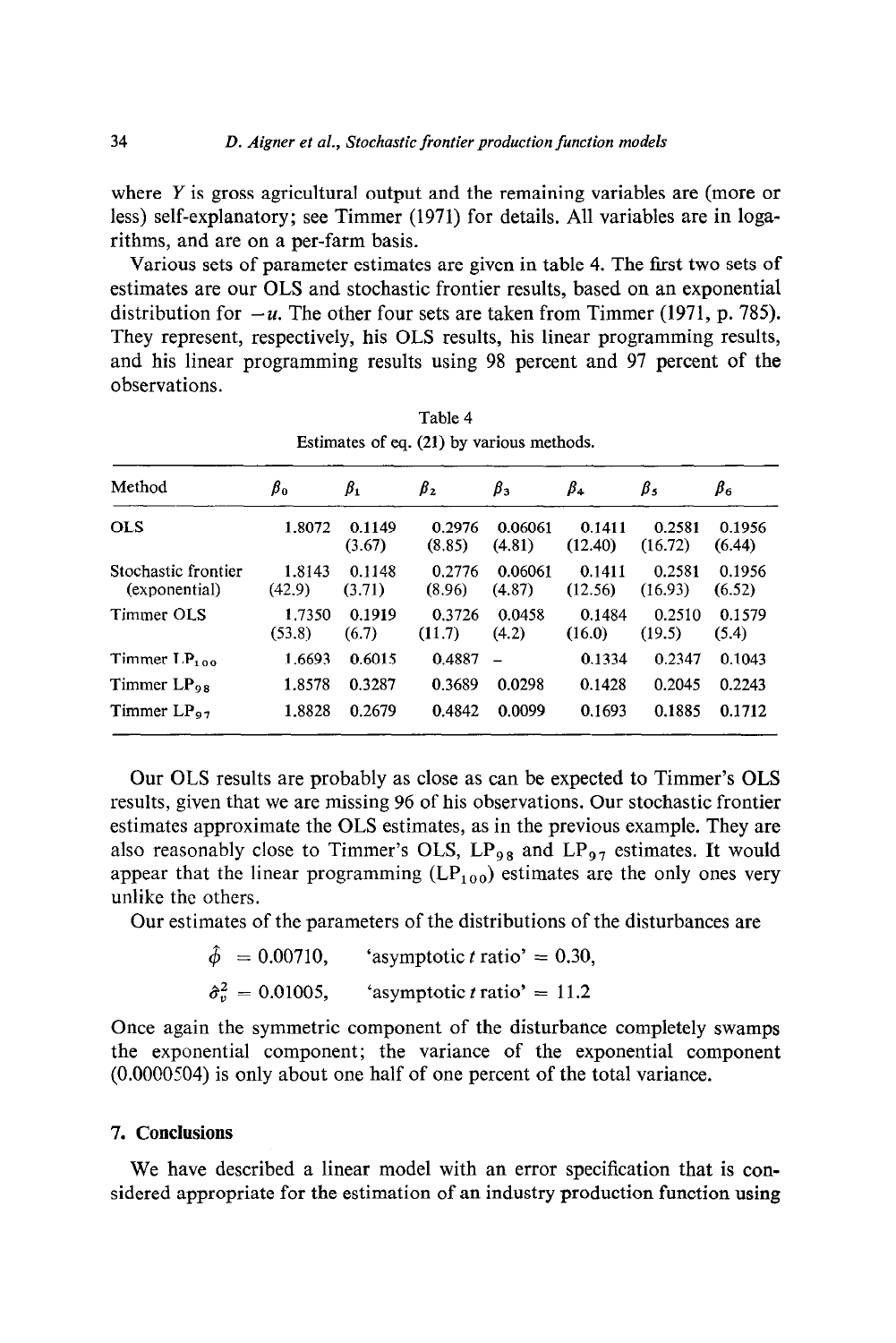where $Y$ is gross agricultural output and the remaining variables are (more or less) self-explanatory; see Timmer (1971) for details. All variables are in logarithms, and are on a per-farm basis.

Various sets of parameter estimates are given in table 4. The first two sets of estimates are our OLS and stochastic frontier results, based on an exponential distribution for $-u$. The other four sets are taken from Timmer (1971, p. 785). They represent, respectively, his OLS results, his linear programming results, and his linear programming results using 98 percent and 97 percent of the observations.

Table 4
Estimates of eq. (21) by various methods.

| Method | $\beta_0$ | $\beta_1$ | $\beta_2$ | $\beta_3$ | $\beta_4$ | $\beta_5$ | $\beta_6$ |
|---|---|---|---|---|---|---|---|
| OLS | 1.8072 | 0.1149 | 0.2976 | 0.06061 | 0.1411 | 0.2581 | 0.1956 |
| | | (3.67) | (8.85) | (4.81) | (12.40) | (16.72) | (6.44) |
| Stochastic frontier | 1.8143 | 0.1148 | 0.2776 | 0.06061 | 0.1411 | 0.2581 | 0.1956 |
| (exponential) | (42.9) | (3.71) | (8.96) | (4.87) | (12.56) | (16.93) | (6.52) |
| Timmer OLS | 1.7350 | 0.1919 | 0.3726 | 0.0458 | 0.1484 | 0.2510 | 0.1579 |
| | (53.8) | (6.7) | (11.7) | (4.2) | (16.0) | (19.5) | (5.4) |
| Timmer $LP_{100}$ | 1.6693 | 0.6015 | 0.4887 | – | 0.1334 | 0.2347 | 0.1043 |
| Timmer $LP_{98}$ | 1.8578 | 0.3287 | 0.3689 | 0.0298 | 0.1428 | 0.2045 | 0.2243 |
| Timmer $LP_{97}$ | 1.8828 | 0.2679 | 0.4842 | 0.0099 | 0.1693 | 0.1885 | 0.1712 |

Our OLS results are probably as close as can be expected to Timmer's OLS results, given that we are missing 96 of his observations. Our stochastic frontier estimates approximate the OLS estimates, as in the previous example. They are also reasonably close to Timmer's OLS, $LP_{98}$ and $LP_{97}$ estimates. It would appear that the linear programming ($LP_{100}$) estimates are the only ones very unlike the others.

Our estimates of the parameters of the distributions of the disturbances are

$$\hat{\phi} = 0.00710, \quad \text{'asymptotic } t \text{ ratio'} = 0.30,$$

$$\hat{\sigma}_v^2 = 0.01005, \quad \text{'asymptotic } t \text{ ratio'} = 11.2$$

Once again the symmetric component of the disturbance completely swamps the exponential component; the variance of the exponential component (0.0000504) is only about one half of one percent of the total variance.

## 7. Conclusions

We have described a linear model with an error specification that is considered appropriate for the estimation of an industry production function using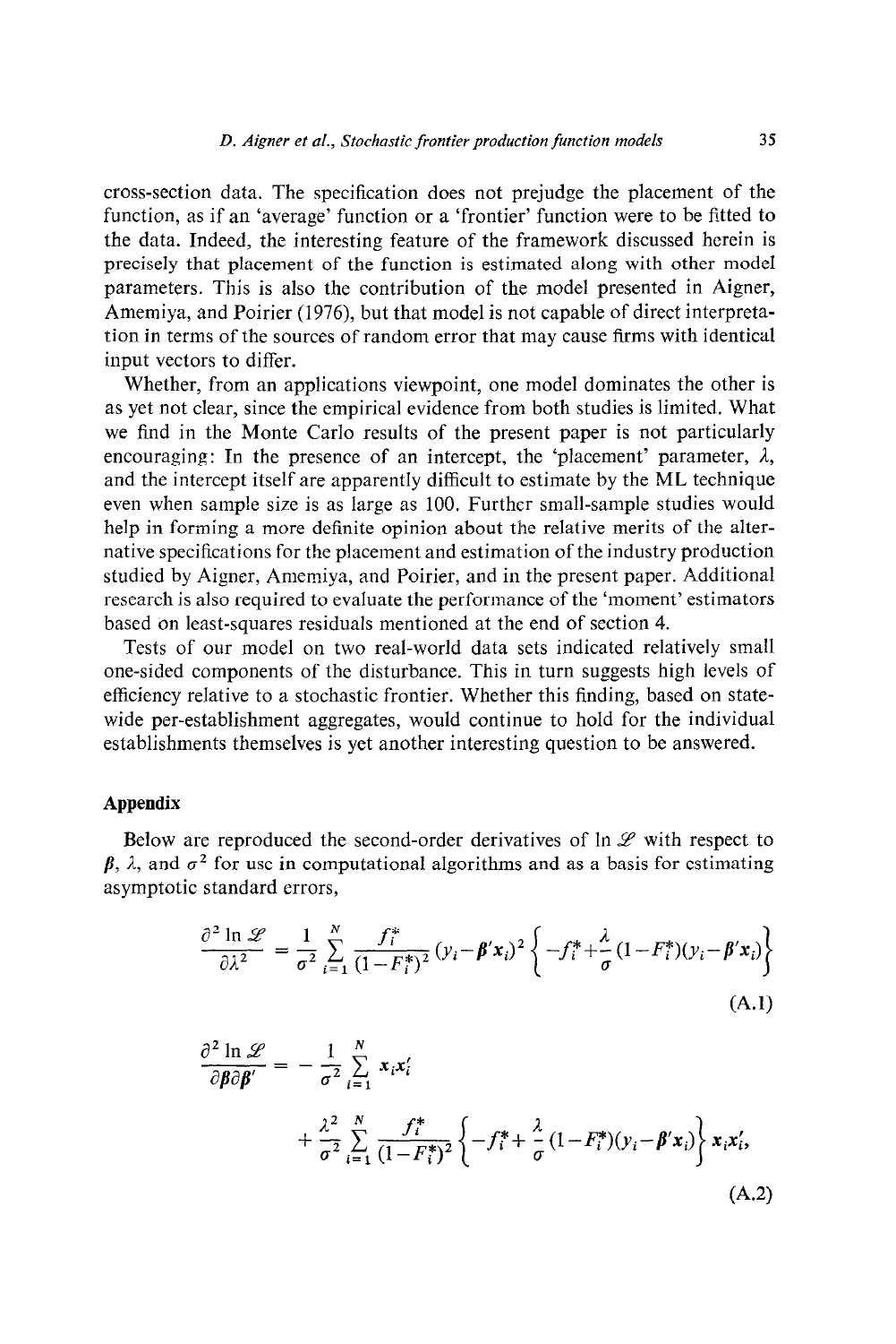cross-section data. The specification does not prejudge the placement of the function, as if an 'average' function or a 'frontier' function were to be fitted to the data. Indeed, the interesting feature of the framework discussed herein is precisely that placement of the function is estimated along with other model parameters. This is also the contribution of the model presented in Aigner, Amemiya, and Poirier (1976), but that model is not capable of direct interpretation in terms of the sources of random error that may cause firms with identical input vectors to differ.

Whether, from an applications viewpoint, one model dominates the other is as yet not clear, since the empirical evidence from both studies is limited. What we find in the Monte Carlo results of the present paper is not particularly encouraging: In the presence of an intercept, the 'placement' parameter, $\lambda$, and the intercept itself are apparently difficult to estimate by the ML technique even when sample size is as large as 100. Further small-sample studies would help in forming a more definite opinion about the relative merits of the alternative specifications for the placement and estimation of the industry production studied by Aigner, Amemiya, and Poirier, and in the present paper. Additional research is also required to evaluate the performance of the 'moment' estimators based on least-squares residuals mentioned at the end of section 4.

Tests of our model on two real-world data sets indicated relatively small one-sided components of the disturbance. This in turn suggests high levels of efficiency relative to a stochastic frontier. Whether this finding, based on state-wide per-establishment aggregates, would continue to hold for the individual establishments themselves is yet another interesting question to be answered.

## Appendix

Below are reproduced the second-order derivatives of $\ln \mathscr{L}$ with respect to $\boldsymbol{\beta}$, $\lambda$, and $\sigma^2$ for use in computational algorithms and as a basis for estimating asymptotic standard errors,

$$\frac{\partial^2 \ln \mathscr{L}}{\partial \lambda^2} = \frac{1}{\sigma^2} \sum_{i=1}^{N} \frac{f_i^*}{(1-F_i^*)^2} (y_i - \boldsymbol{\beta}'\boldsymbol{x}_i)^2 \left\{ -f_i^* + \frac{\lambda}{\sigma}(1-F_i^*)(y_i - \boldsymbol{\beta}'\boldsymbol{x}_i) \right\} \tag{A.1}$$

$$\begin{aligned}\frac{\partial^2 \ln \mathscr{L}}{\partial \boldsymbol{\beta} \partial \boldsymbol{\beta}'} = &-\frac{1}{\sigma^2} \sum_{i=1}^{N} \boldsymbol{x}_i \boldsymbol{x}_i' \\ &+ \frac{\lambda^2}{\sigma^2} \sum_{i=1}^{N} \frac{f_i^*}{(1-F_i^*)^2} \left\{ -f_i^* + \frac{\lambda}{\sigma}(1-F_i^*)(y_i - \boldsymbol{\beta}'\boldsymbol{x}_i) \right\} \boldsymbol{x}_i \boldsymbol{x}_i',\end{aligned} \tag{A.2}$$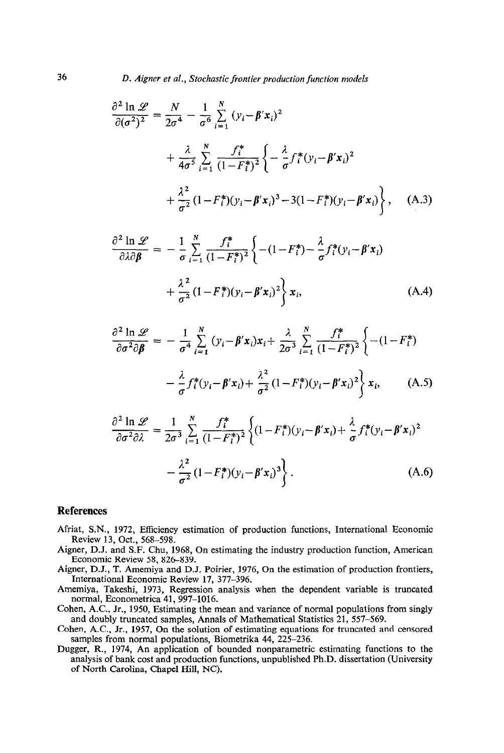$$\frac{\partial^2 \ln \mathscr{L}}{\partial(\sigma^2)^2} = \frac{N}{2\sigma^4} - \frac{1}{\sigma^6}\sum_{i=1}^{N}(y_i - \boldsymbol{\beta}'\boldsymbol{x}_i)^2$$

$$+ \frac{\lambda}{4\sigma^5}\sum_{i=1}^{N}\frac{f_i^*}{(1-F_i^*)^2}\left\{-\frac{\lambda}{\sigma}f_i^*(y_i-\boldsymbol{\beta}'\boldsymbol{x}_i)^2 \right.$$

$$\left. + \frac{\lambda^2}{\sigma^2}(1-F_i^*)(y_i-\boldsymbol{\beta}'\boldsymbol{x}_i)^3 - 3(1-F_i^*)(y_i-\boldsymbol{\beta}'\boldsymbol{x}_i)\right\}, \tag{A.3}$$

$$\frac{\partial^2 \ln \mathscr{L}}{\partial\lambda\partial\boldsymbol{\beta}} = -\frac{1}{\sigma}\sum_{i=1}^{N}\frac{f_i^*}{(1-F_i^*)^2}\left\{-(1-F_i^*) - \frac{\lambda}{\sigma}f_i^*(y_i-\boldsymbol{\beta}'\boldsymbol{x}_i) \right.$$

$$\left. + \frac{\lambda^2}{\sigma^2}(1-F_i^*)(y_i-\boldsymbol{\beta}'\boldsymbol{x}_i)^2\right\}\boldsymbol{x}_i, \tag{A.4}$$

$$\frac{\partial^2 \ln \mathscr{L}}{\partial\sigma^2\partial\boldsymbol{\beta}} = -\frac{1}{\sigma^4}\sum_{i=1}^{N}(y_i-\boldsymbol{\beta}'\boldsymbol{x}_i)\boldsymbol{x}_i + \frac{\lambda}{2\sigma^3}\sum_{i=1}^{N}\frac{f_i^*}{(1-F_i^*)^2}\left\{-(1-F_i^*) \right.$$

$$\left. - \frac{\lambda}{\sigma}f_i^*(y_i-\boldsymbol{\beta}'\boldsymbol{x}_i) + \frac{\lambda^2}{\sigma^2}(1-F_i^*)(y_i-\boldsymbol{\beta}'\boldsymbol{x}_i)^2\right\}\boldsymbol{x}_i, \tag{A.5}$$

$$\frac{\partial^2 \ln \mathscr{L}}{\partial\sigma^2\partial\lambda} = \frac{1}{2\sigma^3}\sum_{i=1}^{N}\frac{f_i^*}{(1-F_i^*)^2}\left\{(1-F_i^*)(y_i-\boldsymbol{\beta}'\boldsymbol{x}_i) + \frac{\lambda}{\sigma}f_i^*(y_i-\boldsymbol{\beta}'\boldsymbol{x}_i)^2 \right.$$

$$\left. - \frac{\lambda^2}{\sigma^2}(1-F_i^*)(y_i-\boldsymbol{\beta}'\boldsymbol{x}_i)^3\right\}. \tag{A.6}$$

## References

Afriat, S.N., 1972, Efficiency estimation of production functions, International Economic Review 13, Oct., 568–598.

Aigner, D.J. and S.F. Chu, 1968, On estimating the industry production function, American Economic Review 58, 826–839.

Aigner, D.J., T. Amemiya and D.J. Poirier, 1976, On the estimation of production frontiers, International Economic Review 17, 377–396.

Amemiya, Takeshi, 1973, Regression analysis when the dependent variable is truncated normal, Econometrica 41, 997–1016.

Cohen, A.C., Jr., 1950, Estimating the mean and variance of normal populations from singly and doubly truncated samples, Annals of Mathematical Statistics 21, 557–569.

Cohen, A.C., Jr., 1957, On the solution of estimating equations for truncated and censored samples from normal populations, Biometrika 44, 225–236.

Dugger, R., 1974, An application of bounded nonparametric estimating functions to the analysis of bank cost and production functions, unpublished Ph.D. dissertation (University of North Carolina, Chapel Hill, NC).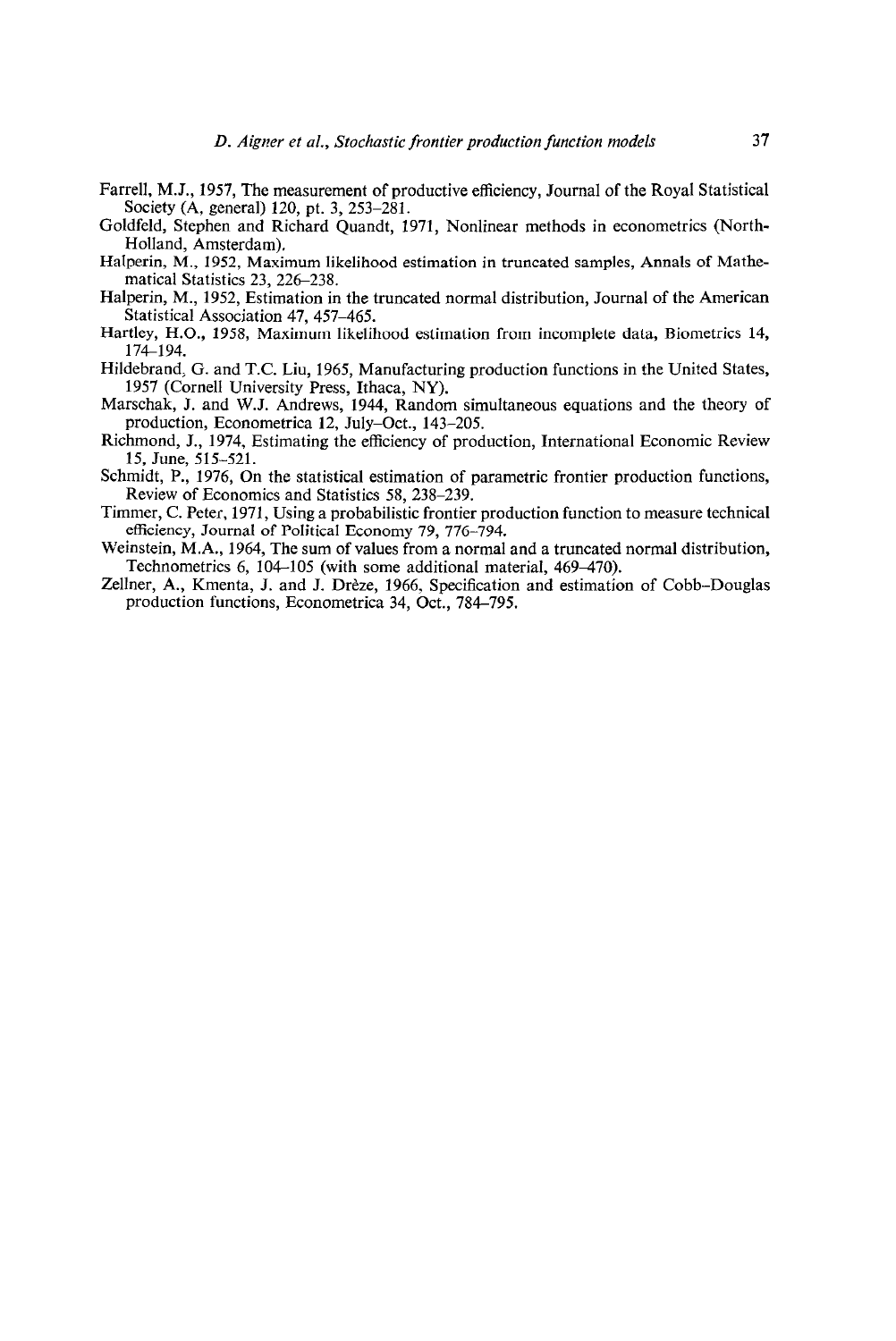Farrell, M.J., 1957, The measurement of productive efficiency, Journal of the Royal Statistical Society (A, general) 120, pt. 3, 253–281.

Goldfeld, Stephen and Richard Quandt, 1971, Nonlinear methods in econometrics (North-Holland, Amsterdam).

Halperin, M., 1952, Maximum likelihood estimation in truncated samples, Annals of Mathematical Statistics 23, 226–238.

Halperin, M., 1952, Estimation in the truncated normal distribution, Journal of the American Statistical Association 47, 457–465.

Hartley, H.O., 1958, Maximum likelihood estimation from incomplete data, Biometrics 14, 174–194.

Hildebrand, G. and T.C. Liu, 1965, Manufacturing production functions in the United States, 1957 (Cornell University Press, Ithaca, NY).

Marschak, J. and W.J. Andrews, 1944, Random simultaneous equations and the theory of production, Econometrica 12, July–Oct., 143–205.

Richmond, J., 1974, Estimating the efficiency of production, International Economic Review 15, June, 515–521.

Schmidt, P., 1976, On the statistical estimation of parametric frontier production functions, Review of Economics and Statistics 58, 238–239.

Timmer, C. Peter, 1971, Using a probabilistic frontier production function to measure technical efficiency, Journal of Political Economy 79, 776–794.

Weinstein, M.A., 1964, The sum of values from a normal and a truncated normal distribution, Technometrics 6, 104–105 (with some additional material, 469–470).

Zellner, A., Kmenta, J. and J. Drèze, 1966, Specification and estimation of Cobb–Douglas production functions, Econometrica 34, Oct., 784–795.